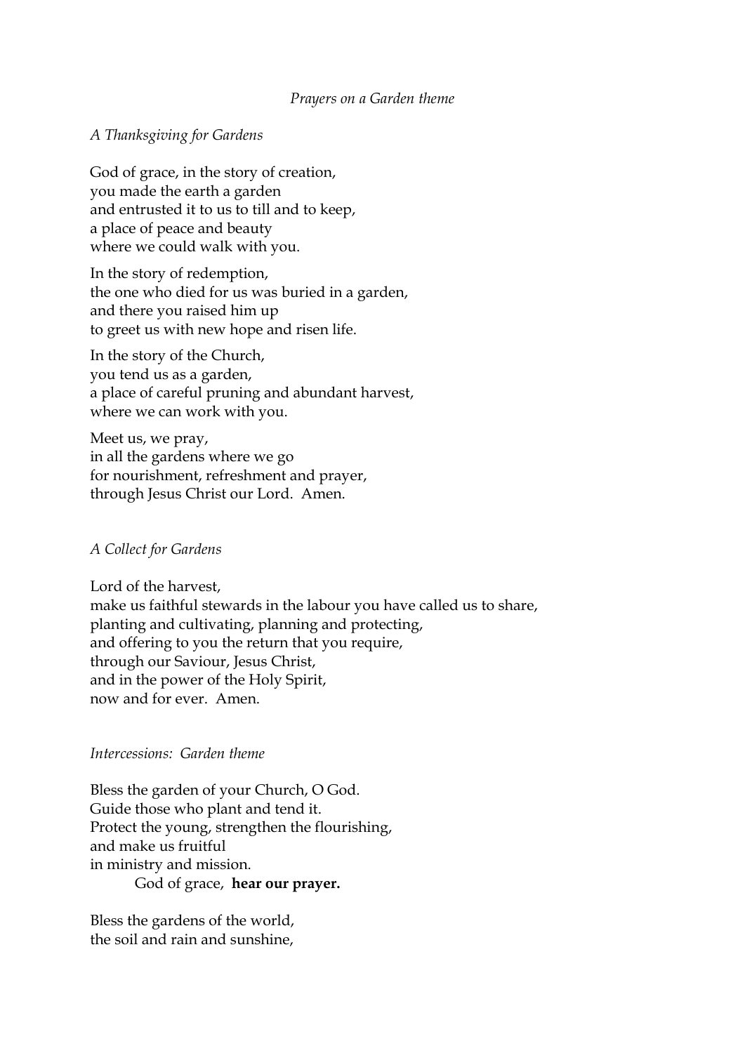*Prayers on a Garden theme*

*A Thanksgiving for Gardens*

God of grace, in the story of creation,
you made the earth a garden
and entrusted it to us to till and to keep,
a place of peace and beauty
where we could walk with you.

In the story of redemption,
the one who died for us was buried in a garden,
and there you raised him up
to greet us with new hope and risen life.

In the story of the Church,
you tend us as a garden,
a place of careful pruning and abundant harvest,
where we can work with you.

Meet us, we pray,
in all the gardens where we go
for nourishment, refreshment and prayer,
through Jesus Christ our Lord. Amen.

*A Collect for Gardens*

Lord of the harvest,
make us faithful stewards in the labour you have called us to share,
planting and cultivating, planning and protecting,
and offering to you the return that you require,
through our Saviour, Jesus Christ,
and in the power of the Holy Spirit,
now and for ever. Amen.

*Intercessions: Garden theme*

Bless the garden of your Church, O God.
Guide those who plant and tend it.
Protect the young, strengthen the flourishing,
and make us fruitful
in ministry and mission.
God of grace, **hear our prayer.**

Bless the gardens of the world,
the soil and rain and sunshine,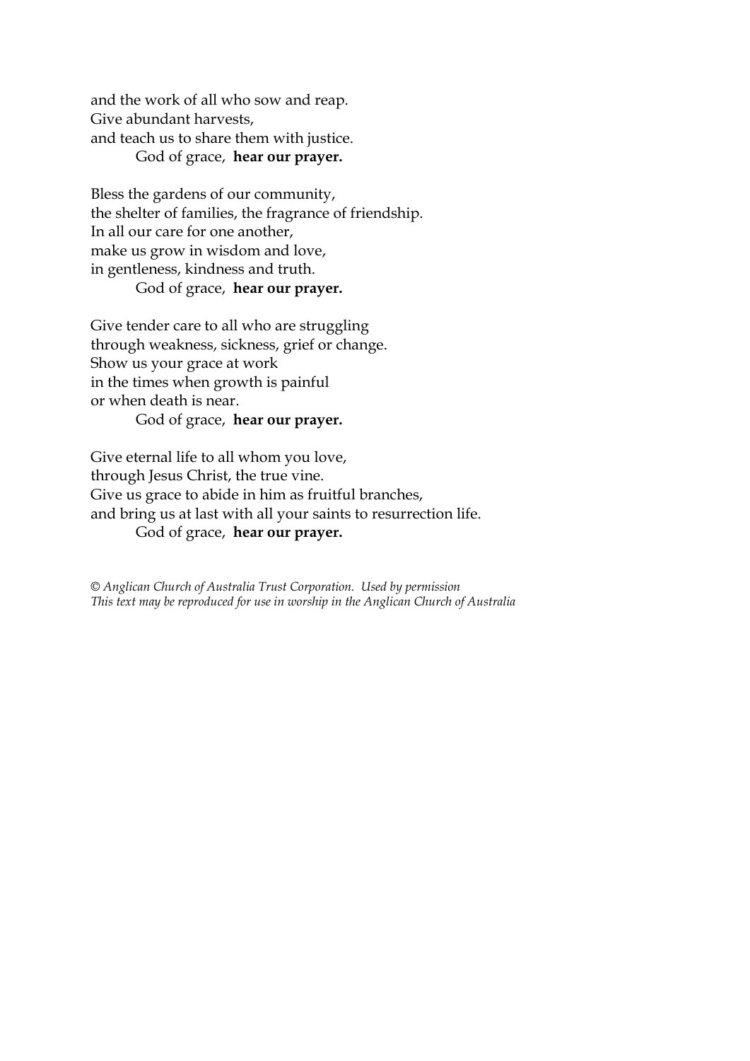and the work of all who sow and reap.  
Give abundant harvests,  
and teach us to share them with justice.  
God of grace, **hear our prayer.**

Bless the gardens of our community,  
the shelter of families, the fragrance of friendship.  
In all our care for one another,  
make us grow in wisdom and love,  
in gentleness, kindness and truth.  
God of grace, **hear our prayer.**

Give tender care to all who are struggling  
through weakness, sickness, grief or change.  
Show us your grace at work  
in the times when growth is painful  
or when death is near.  
God of grace, **hear our prayer.**

Give eternal life to all whom you love,  
through Jesus Christ, the true vine.  
Give us grace to abide in him as fruitful branches,  
and bring us at last with all your saints to resurrection life.  
God of grace, **hear our prayer.**

*© Anglican Church of Australia Trust Corporation. Used by permission*  
*This text may be reproduced for use in worship in the Anglican Church of Australia*